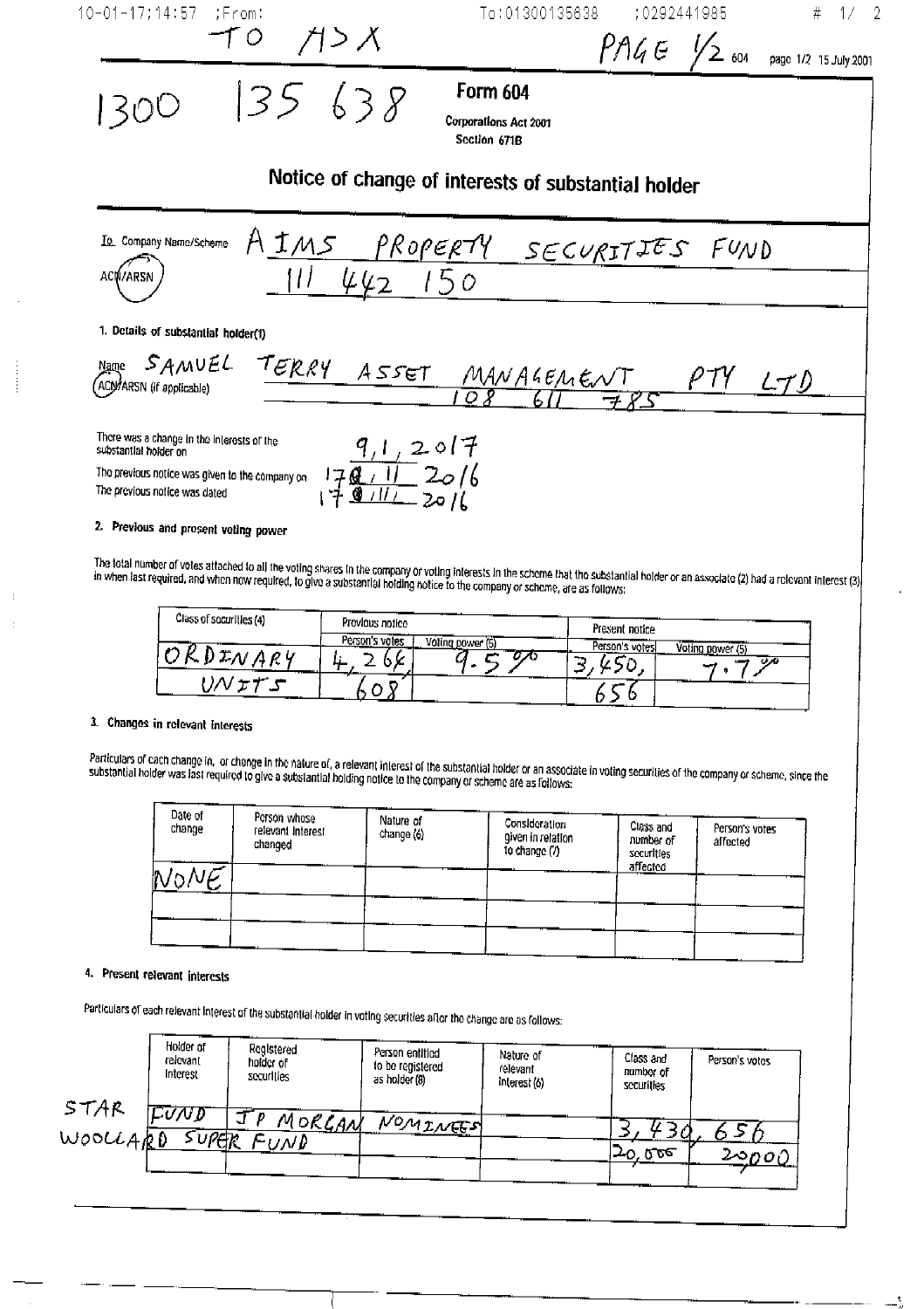TO ASX

PAGE 1/2

1300 135 638

**Form 604**

Corporations Act 2001
Section 671B

## Notice of change of interests of substantial holder

To Company Name/Scheme: AIMS PROPERTY SECURITIES FUND

ACN/ARSN: 111 442 150

### 1. Details of substantial holder(1)

Name: SAMUEL TERRY ASSET MANAGEMENT PTY LTD

ACN/ARSN (if applicable): 108 611 785

There was a change in the interests of the substantial holder on: 9,1,2017

The previous notice was given to the company on: 17,11, 2016

The previous notice was dated: 17,11, 2016

### 2. Previous and present voting power

The total number of votes attached to all the voting shares in the company or voting interests in the scheme that the substantial holder or an associate (2) had a relevant interest (3) in when last required, and when now required, to give a substantial holding notice to the company or scheme, are as follows:

| Class of securities (4) | Previous notice | | Present notice | |
|---|---|---|---|---|
| | Person's votes | Voting power (5) | Person's votes | Voting power (5) |
| ORDINARY UNITS | 4,266,608 | 9.5% | 3,450,656 | 7.7% |

### 3. Changes in relevant interests

Particulars of each change in, or change in the nature of, a relevant interest of the substantial holder or an associate in voting securities of the company or scheme, since the substantial holder was last required to give a substantial holding notice to the company or scheme are as follows:

| Date of change | Person whose relevant interest changed | Nature of change (6) | Consideration given in relation to change (7) | Class and number of securities affected | Person's votes affected |
|---|---|---|---|---|---|
| NONE | | | | | |
| | | | | | |
| | | | | | |

### 4. Present relevant interests

Particulars of each relevant interest of the substantial holder in voting securities after the change are as follows:

| Holder of relevant interest | Registered holder of securities | Person entitled to be registered as holder (8) | Nature of relevant interest (6) | Class and number of securities | Person's votes |
|---|---|---|---|---|---|
| STAR FUND | JP MORGAN NOMINEES | | | 3,430,656 | |
| WOOLLARD SUPER FUND | | | | 20,000 | 20000 |
| | | | | | |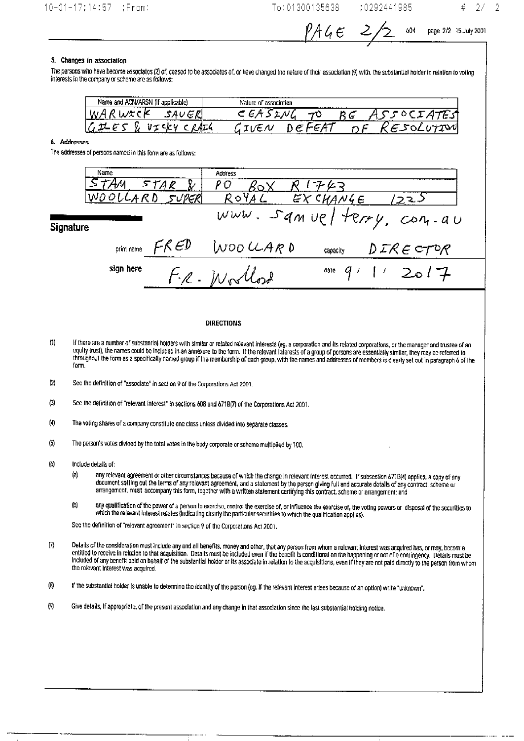## 5. Changes in association

The persons who have become associates (2) of, ceased to be associates of, or have changed the nature of their association (9) with, the substantial holder in relation to voting interests in the company or scheme are as follows:

| Name and ACN/ARSN (if applicable) | Nature of association |
| --- | --- |
| WARWICK SAUER | CEASING TO BE ASSOCIATES |
| GILES & VICKY CRAIG | GIVEN DEFEAT OF RESOLUTION |

## 6. Addresses

The addresses of persons named in this form are as follows:

| Name | Address |
| --- | --- |
| STAM STAR & WOOLLARD SUPER | PO BOX R1743 ROYAL EXCHANGE 1225 www. samuelterry. com.au |

## Signature

print name FRED WOOLLARD capacity DIRECTOR

sign here F.R. Woollard date 9 / 1 / 2017

### DIRECTIONS

(1) If there are a number of substantial holders with similar or related relevant interests (eg. a corporation and its related corporations, or the manager and trustee of an equity trust), the names could be included in an annexure to the form. If the relevant interests of a group of persons are essentially similar, they may be referred to throughout the form as a specifically named group if the membership of each group, with the names and addresses of members is clearly set out in paragraph 6 of the form.

(2) See the definition of "associate" in section 9 of the Corporations Act 2001.

(3) See the definition of "relevant interest" in sections 608 and 671B(7) of the Corporations Act 2001.

(4) The voting shares of a company constitute one class unless divided into separate classes.

(5) The person's votes divided by the total votes in the body corporate or scheme multiplied by 100.

(6) Include details of:

(a) any relevant agreement or other circumstances because of which the change in relevant interest occurred. If subsection 671B(4) applies, a copy of any document setting out the terms of any relevant agreement, and a statement by the person giving full and accurate details of any contract, scheme or arrangement, must accompany this form, together with a written statement certifying this contract, scheme or arrangement; and

(b) any qualification of the power of a person to exercise, control the exercise of, or influence the exercise of, the voting powers or disposal of the securities to which the relevant interest relates (indicating clearly the particular securities to which the qualification applies).

See the definition of "relevant agreement" in section 9 of the Corporations Act 2001.

(7) Details of the consideration must include any and all benefits, money and other, that any person from whom a relevant interest was acquired has, or may, become entitled to receive in relation to that acquisition. Details must be included even if the benefit is conditional on the happening or not of a contingency. Details must be included of any benefit paid on behalf of the substantial holder or its associate in relation to the acquisitions, even if they are not paid directly to the person from whom the relevant interest was acquired.

(8) If the substantial holder is unable to determine the identity of the person (eg. if the relevant interest arises because of an option) write "unknown".

(9) Give details, if appropriate, of the present association and any change in that association since the last substantial holding notice.